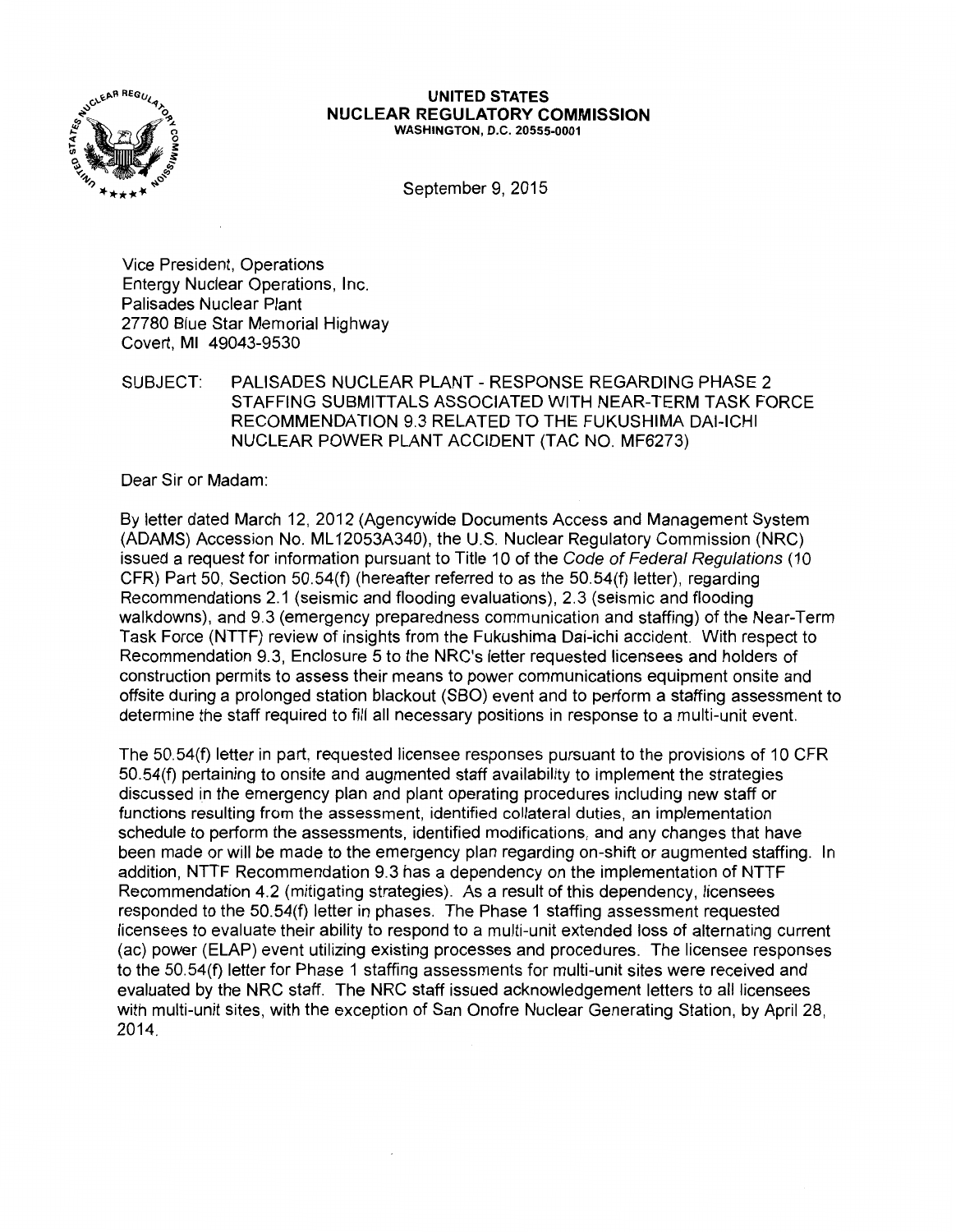**UNITED STATES**
**NUCLEAR REGULATORY COMMISSION**
**WASHINGTON, D.C. 20555-0001**

September 9, 2015

Vice President, Operations
Entergy Nuclear Operations, Inc.
Palisades Nuclear Plant
27780 Blue Star Memorial Highway
Covert, MI 49043-9530

SUBJECT: PALISADES NUCLEAR PLANT - RESPONSE REGARDING PHASE 2 STAFFING SUBMITTALS ASSOCIATED WITH NEAR-TERM TASK FORCE RECOMMENDATION 9.3 RELATED TO THE FUKUSHIMA DAI-ICHI NUCLEAR POWER PLANT ACCIDENT (TAC NO. MF6273)

Dear Sir or Madam:

By letter dated March 12, 2012 (Agencywide Documents Access and Management System (ADAMS) Accession No. ML12053A340), the U.S. Nuclear Regulatory Commission (NRC) issued a request for information pursuant to Title 10 of the *Code of Federal Regulations* (10 CFR) Part 50, Section 50.54(f) (hereafter referred to as the 50.54(f) letter), regarding Recommendations 2.1 (seismic and flooding evaluations), 2.3 (seismic and flooding walkdowns), and 9.3 (emergency preparedness communication and staffing) of the Near-Term Task Force (NTTF) review of insights from the Fukushima Dai-ichi accident. With respect to Recommendation 9.3, Enclosure 5 to the NRC's letter requested licensees and holders of construction permits to assess their means to power communications equipment onsite and offsite during a prolonged station blackout (SBO) event and to perform a staffing assessment to determine the staff required to fill all necessary positions in response to a multi-unit event.

The 50.54(f) letter in part, requested licensee responses pursuant to the provisions of 10 CFR 50.54(f) pertaining to onsite and augmented staff availability to implement the strategies discussed in the emergency plan and plant operating procedures including new staff or functions resulting from the assessment, identified collateral duties, an implementation schedule to perform the assessments, identified modifications, and any changes that have been made or will be made to the emergency plan regarding on-shift or augmented staffing. In addition, NTTF Recommendation 9.3 has a dependency on the implementation of NTTF Recommendation 4.2 (mitigating strategies). As a result of this dependency, licensees responded to the 50.54(f) letter in phases. The Phase 1 staffing assessment requested licensees to evaluate their ability to respond to a multi-unit extended loss of alternating current (ac) power (ELAP) event utilizing existing processes and procedures. The licensee responses to the 50.54(f) letter for Phase 1 staffing assessments for multi-unit sites were received and evaluated by the NRC staff. The NRC staff issued acknowledgement letters to all licensees with multi-unit sites, with the exception of San Onofre Nuclear Generating Station, by April 28, 2014.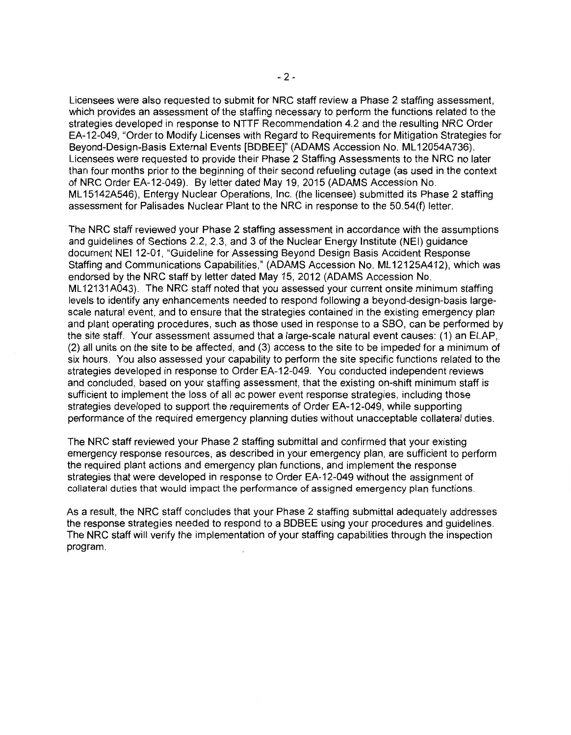Licensees were also requested to submit for NRC staff review a Phase 2 staffing assessment, which provides an assessment of the staffing necessary to perform the functions related to the strategies developed in response to NTTF Recommendation 4.2 and the resulting NRC Order EA-12-049, "Order to Modify Licenses with Regard to Requirements for Mitigation Strategies for Beyond-Design-Basis External Events [BDBEE]" (ADAMS Accession No. ML12054A736). Licensees were requested to provide their Phase 2 Staffing Assessments to the NRC no later than four months prior to the beginning of their second refueling outage (as used in the context of NRC Order EA-12-049). By letter dated May 19, 2015 (ADAMS Accession No. ML15142A546), Entergy Nuclear Operations, Inc. (the licensee) submitted its Phase 2 staffing assessment for Palisades Nuclear Plant to the NRC in response to the 50.54(f) letter.

The NRC staff reviewed your Phase 2 staffing assessment in accordance with the assumptions and guidelines of Sections 2.2, 2.3, and 3 of the Nuclear Energy Institute (NEI) guidance document NEI 12-01, "Guideline for Assessing Beyond Design Basis Accident Response Staffing and Communications Capabilities," (ADAMS Accession No. ML12125A412), which was endorsed by the NRC staff by letter dated May 15, 2012 (ADAMS Accession No. ML12131A043). The NRC staff noted that you assessed your current onsite minimum staffing levels to identify any enhancements needed to respond following a beyond-design-basis large-scale natural event, and to ensure that the strategies contained in the existing emergency plan and plant operating procedures, such as those used in response to a SBO, can be performed by the site staff. Your assessment assumed that a large-scale natural event causes: (1) an ELAP, (2) all units on the site to be affected, and (3) access to the site to be impeded for a minimum of six hours. You also assessed your capability to perform the site specific functions related to the strategies developed in response to Order EA-12-049. You conducted independent reviews and concluded, based on your staffing assessment, that the existing on-shift minimum staff is sufficient to implement the loss of all ac power event response strategies, including those strategies developed to support the requirements of Order EA-12-049, while supporting performance of the required emergency planning duties without unacceptable collateral duties.

The NRC staff reviewed your Phase 2 staffing submittal and confirmed that your existing emergency response resources, as described in your emergency plan, are sufficient to perform the required plant actions and emergency plan functions, and implement the response strategies that were developed in response to Order EA-12-049 without the assignment of collateral duties that would impact the performance of assigned emergency plan functions.

As a result, the NRC staff concludes that your Phase 2 staffing submittal adequately addresses the response strategies needed to respond to a BDBEE using your procedures and guidelines. The NRC staff will verify the implementation of your staffing capabilities through the inspection program.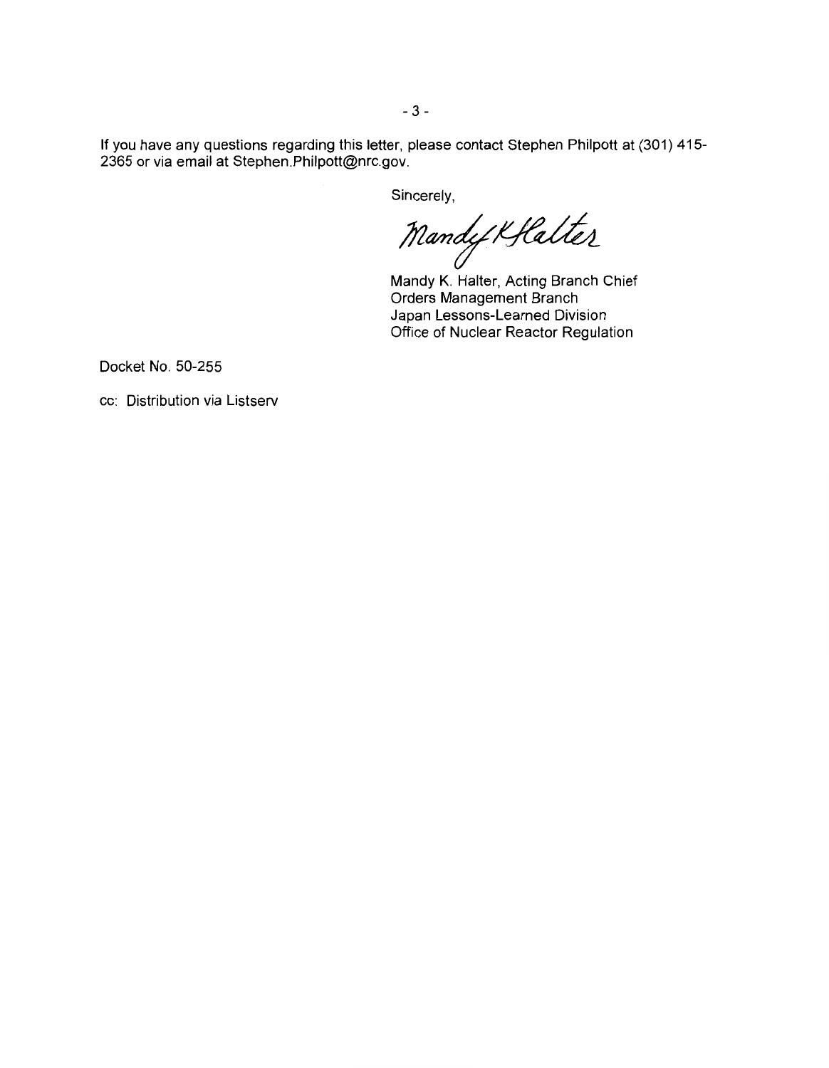If you have any questions regarding this letter, please contact Stephen Philpott at (301) 415-2365 or via email at Stephen.Philpott@nrc.gov.

Sincerely,

Mandy K Halter

Mandy K. Halter, Acting Branch Chief
Orders Management Branch
Japan Lessons-Learned Division
Office of Nuclear Reactor Regulation

Docket No. 50-255

cc: Distribution via Listserv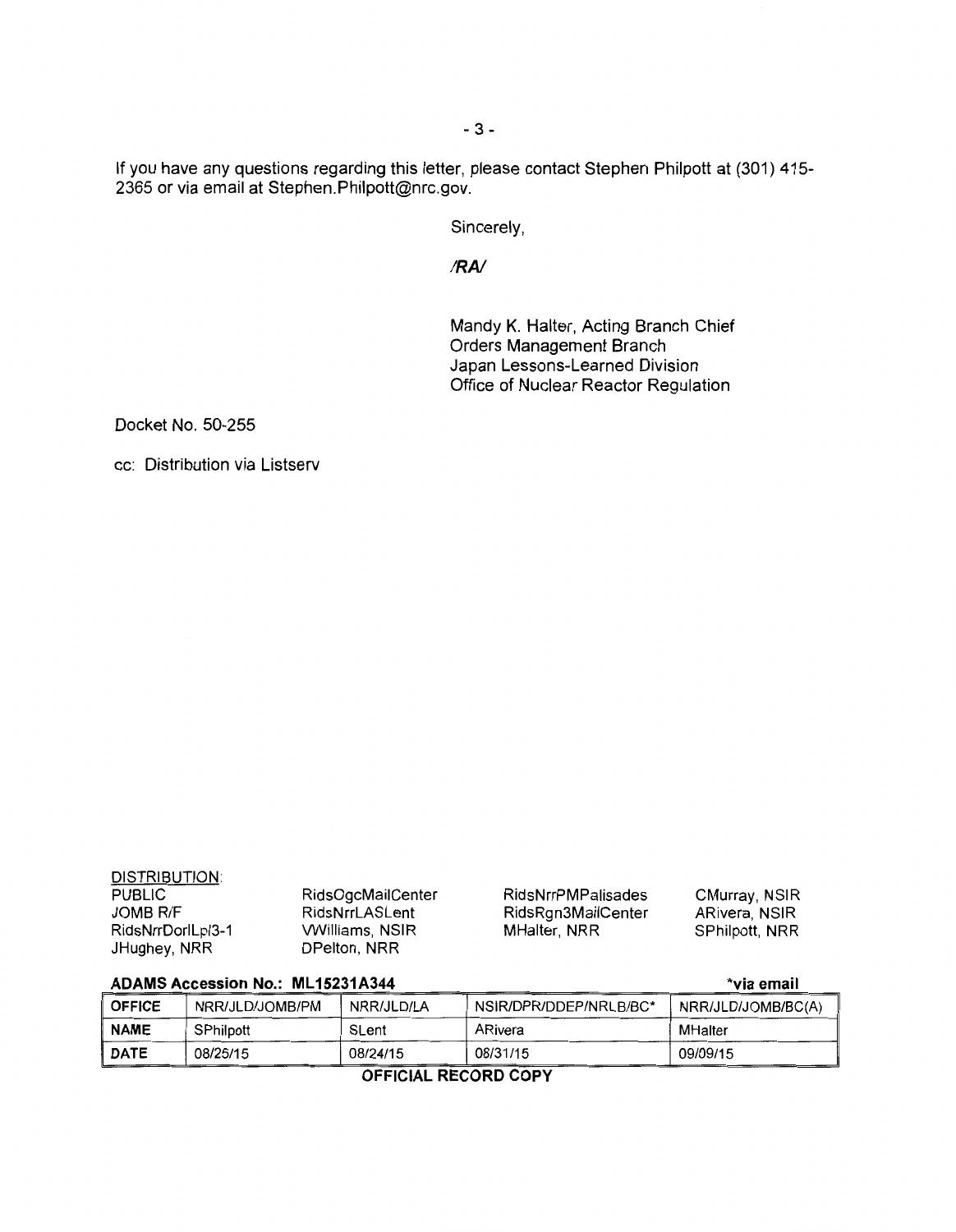If you have any questions regarding this letter, please contact Stephen Philpott at (301) 415-2365 or via email at Stephen.Philpott@nrc.gov.

Sincerely,

*/RA/*

Mandy K. Halter, Acting Branch Chief
Orders Management Branch
Japan Lessons-Learned Division
Office of Nuclear Reactor Regulation

Docket No. 50-255

cc: Distribution via Listserv

DISTRIBUTION:

| | | | |
|---|---|---|---|
| PUBLIC | RidsOgcMailCenter | RidsNrrPMPalisades | CMurray, NSIR |
| JOMB R/F | RidsNrrLASLent | RidsRgn3MailCenter | ARivera, NSIR |
| RidsNrrDorlLpl3-1 | VWilliams, NSIR | MHalter, NRR | SPhilpott, NRR |
| JHughey, NRR | DPelton, NRR | | |

**ADAMS Accession No.: ML15231A344** **\*via email**

| OFFICE | NRR/JLD/JOMB/PM | NRR/JLD/LA | NSIR/DPR/DDEP/NRLB/BC* | NRR/JLD/JOMB/BC(A) |
|---|---|---|---|---|
| NAME | SPhilpott | SLent | ARivera | MHalter |
| DATE | 08/25/15 | 08/24/15 | 08/31/15 | 09/09/15 |

**OFFICIAL RECORD COPY**